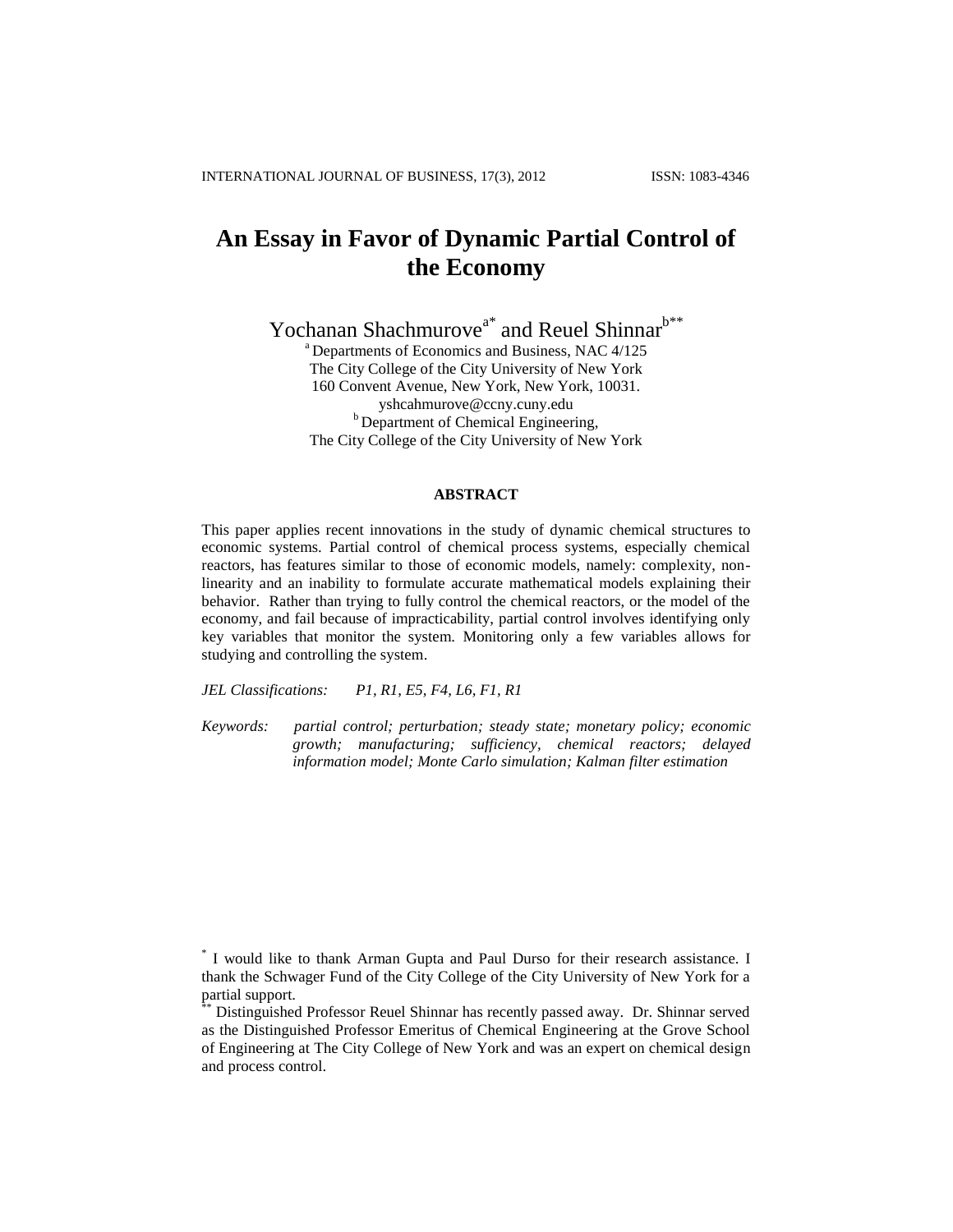# An Essay in Favor of Dynamic Partial Control of the Economy

Yochanan Shachmurove[a*] and Reuel Shinnar[b**]

[a] Departments of Economics and Business, NAC 4/125
The City College of the City University of New York
160 Convent Avenue, New York, New York, 10031.
yshcahmurove@ccny.cuny.edu

[b] Department of Chemical Engineering,
The City College of the City University of New York

### ABSTRACT

This paper applies recent innovations in the study of dynamic chemical structures to economic systems. Partial control of chemical process systems, especially chemical reactors, has features similar to those of economic models, namely: complexity, non-linearity and an inability to formulate accurate mathematical models explaining their behavior. Rather than trying to fully control the chemical reactors, or the model of the economy, and fail because of impracticability, partial control involves identifying only key variables that monitor the system. Monitoring only a few variables allows for studying and controlling the system.

*JEL Classifications:* *P1, R1, E5, F4, L6, F1, R1*

*Keywords:* *partial control; perturbation; steady state; monetary policy; economic growth; manufacturing; sufficiency, chemical reactors; delayed information model; Monte Carlo simulation; Kalman filter estimation*

---

[*] I would like to thank Arman Gupta and Paul Durso for their research assistance. I thank the Schwager Fund of the City College of the City University of New York for a partial support.

[**] Distinguished Professor Reuel Shinnar has recently passed away. Dr. Shinnar served as the Distinguished Professor Emeritus of Chemical Engineering at the Grove School of Engineering at The City College of New York and was an expert on chemical design and process control.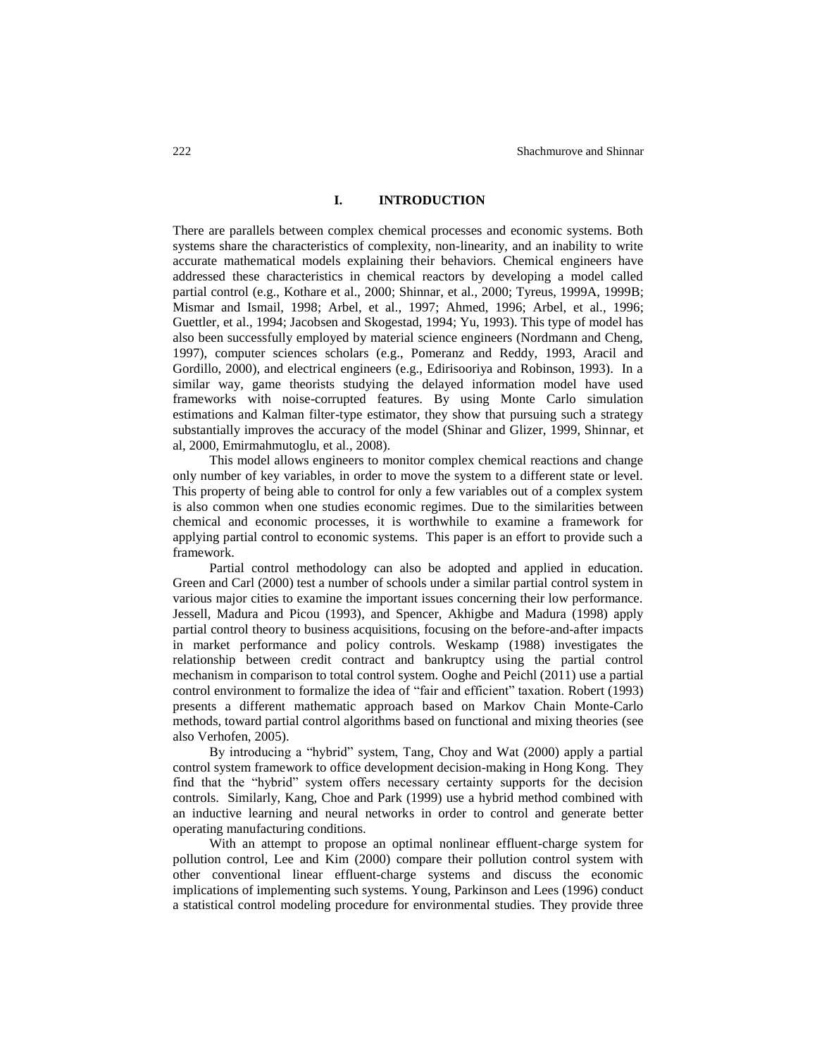## I. INTRODUCTION

There are parallels between complex chemical processes and economic systems. Both systems share the characteristics of complexity, non-linearity, and an inability to write accurate mathematical models explaining their behaviors. Chemical engineers have addressed these characteristics in chemical reactors by developing a model called partial control (e.g., Kothare et al., 2000; Shinnar, et al., 2000; Tyreus, 1999A, 1999B; Mismar and Ismail, 1998; Arbel, et al., 1997; Ahmed, 1996; Arbel, et al., 1996; Guettler, et al., 1994; Jacobsen and Skogestad, 1994; Yu, 1993). This type of model has also been successfully employed by material science engineers (Nordmann and Cheng, 1997), computer sciences scholars (e.g., Pomeranz and Reddy, 1993, Aracil and Gordillo, 2000), and electrical engineers (e.g., Edirisooriya and Robinson, 1993). In a similar way, game theorists studying the delayed information model have used frameworks with noise-corrupted features. By using Monte Carlo simulation estimations and Kalman filter-type estimator, they show that pursuing such a strategy substantially improves the accuracy of the model (Shinar and Glizer, 1999, Shinnar, et al, 2000, Emirmahmutoglu, et al., 2008).

This model allows engineers to monitor complex chemical reactions and change only number of key variables, in order to move the system to a different state or level. This property of being able to control for only a few variables out of a complex system is also common when one studies economic regimes. Due to the similarities between chemical and economic processes, it is worthwhile to examine a framework for applying partial control to economic systems. This paper is an effort to provide such a framework.

Partial control methodology can also be adopted and applied in education. Green and Carl (2000) test a number of schools under a similar partial control system in various major cities to examine the important issues concerning their low performance. Jessell, Madura and Picou (1993), and Spencer, Akhigbe and Madura (1998) apply partial control theory to business acquisitions, focusing on the before-and-after impacts in market performance and policy controls. Weskamp (1988) investigates the relationship between credit contract and bankruptcy using the partial control mechanism in comparison to total control system. Ooghe and Peichl (2011) use a partial control environment to formalize the idea of "fair and efficient" taxation. Robert (1993) presents a different mathematic approach based on Markov Chain Monte-Carlo methods, toward partial control algorithms based on functional and mixing theories (see also Verhofen, 2005).

By introducing a "hybrid" system, Tang, Choy and Wat (2000) apply a partial control system framework to office development decision-making in Hong Kong. They find that the "hybrid" system offers necessary certainty supports for the decision controls. Similarly, Kang, Choe and Park (1999) use a hybrid method combined with an inductive learning and neural networks in order to control and generate better operating manufacturing conditions.

With an attempt to propose an optimal nonlinear effluent-charge system for pollution control, Lee and Kim (2000) compare their pollution control system with other conventional linear effluent-charge systems and discuss the economic implications of implementing such systems. Young, Parkinson and Lees (1996) conduct a statistical control modeling procedure for environmental studies. They provide three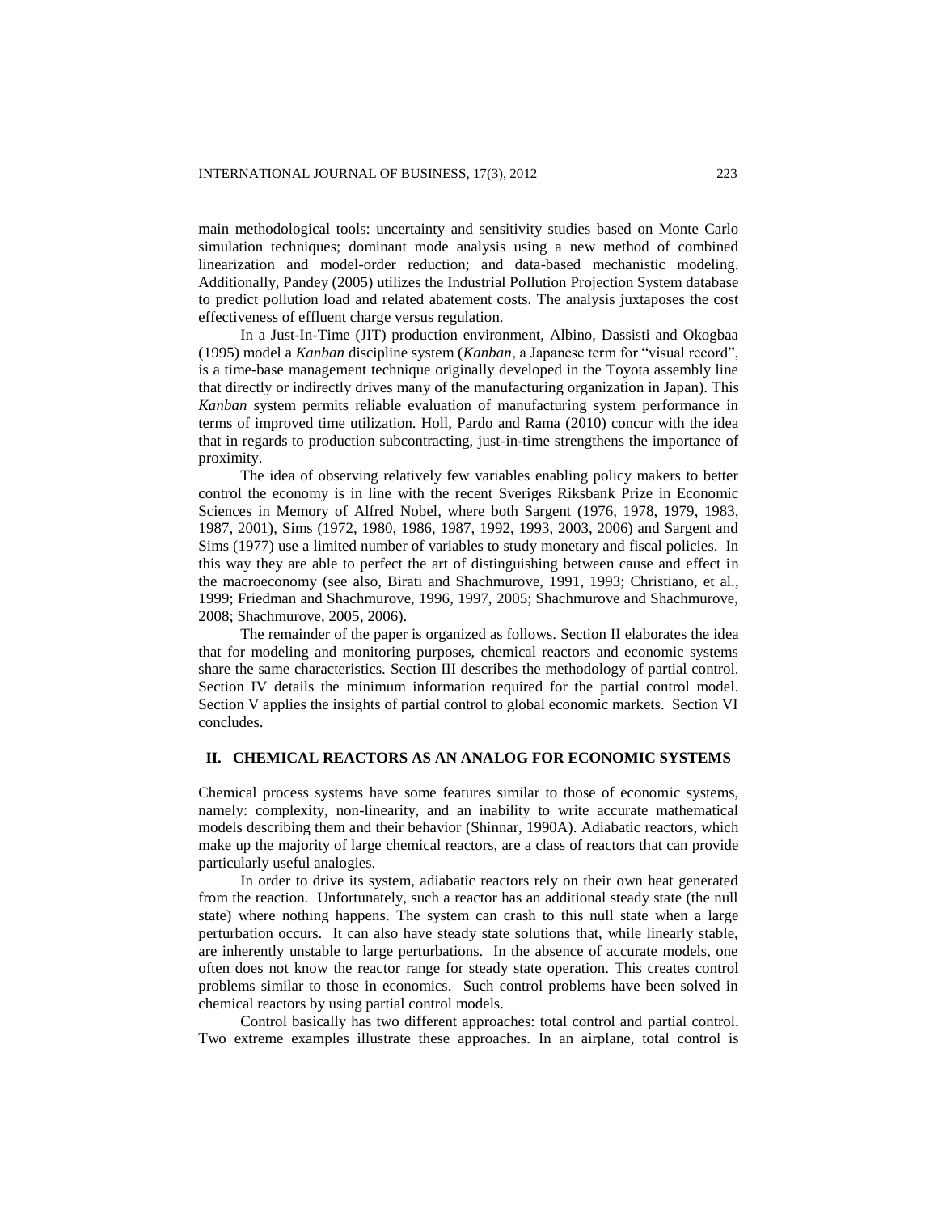main methodological tools: uncertainty and sensitivity studies based on Monte Carlo simulation techniques; dominant mode analysis using a new method of combined linearization and model-order reduction; and data-based mechanistic modeling. Additionally, Pandey (2005) utilizes the Industrial Pollution Projection System database to predict pollution load and related abatement costs. The analysis juxtaposes the cost effectiveness of effluent charge versus regulation.

In a Just-In-Time (JIT) production environment, Albino, Dassisti and Okogbaa (1995) model a *Kanban* discipline system (*Kanban*, a Japanese term for "visual record", is a time-base management technique originally developed in the Toyota assembly line that directly or indirectly drives many of the manufacturing organization in Japan). This *Kanban* system permits reliable evaluation of manufacturing system performance in terms of improved time utilization. Holl, Pardo and Rama (2010) concur with the idea that in regards to production subcontracting, just-in-time strengthens the importance of proximity.

The idea of observing relatively few variables enabling policy makers to better control the economy is in line with the recent Sveriges Riksbank Prize in Economic Sciences in Memory of Alfred Nobel, where both Sargent (1976, 1978, 1979, 1983, 1987, 2001), Sims (1972, 1980, 1986, 1987, 1992, 1993, 2003, 2006) and Sargent and Sims (1977) use a limited number of variables to study monetary and fiscal policies. In this way they are able to perfect the art of distinguishing between cause and effect in the macroeconomy (see also, Birati and Shachmurove, 1991, 1993; Christiano, et al., 1999; Friedman and Shachmurove, 1996, 1997, 2005; Shachmurove and Shachmurove, 2008; Shachmurove, 2005, 2006).

The remainder of the paper is organized as follows. Section II elaborates the idea that for modeling and monitoring purposes, chemical reactors and economic systems share the same characteristics. Section III describes the methodology of partial control. Section IV details the minimum information required for the partial control model. Section V applies the insights of partial control to global economic markets. Section VI concludes.

## II. CHEMICAL REACTORS AS AN ANALOG FOR ECONOMIC SYSTEMS

Chemical process systems have some features similar to those of economic systems, namely: complexity, non-linearity, and an inability to write accurate mathematical models describing them and their behavior (Shinnar, 1990A). Adiabatic reactors, which make up the majority of large chemical reactors, are a class of reactors that can provide particularly useful analogies.

In order to drive its system, adiabatic reactors rely on their own heat generated from the reaction. Unfortunately, such a reactor has an additional steady state (the null state) where nothing happens. The system can crash to this null state when a large perturbation occurs. It can also have steady state solutions that, while linearly stable, are inherently unstable to large perturbations. In the absence of accurate models, one often does not know the reactor range for steady state operation. This creates control problems similar to those in economics. Such control problems have been solved in chemical reactors by using partial control models.

Control basically has two different approaches: total control and partial control. Two extreme examples illustrate these approaches. In an airplane, total control is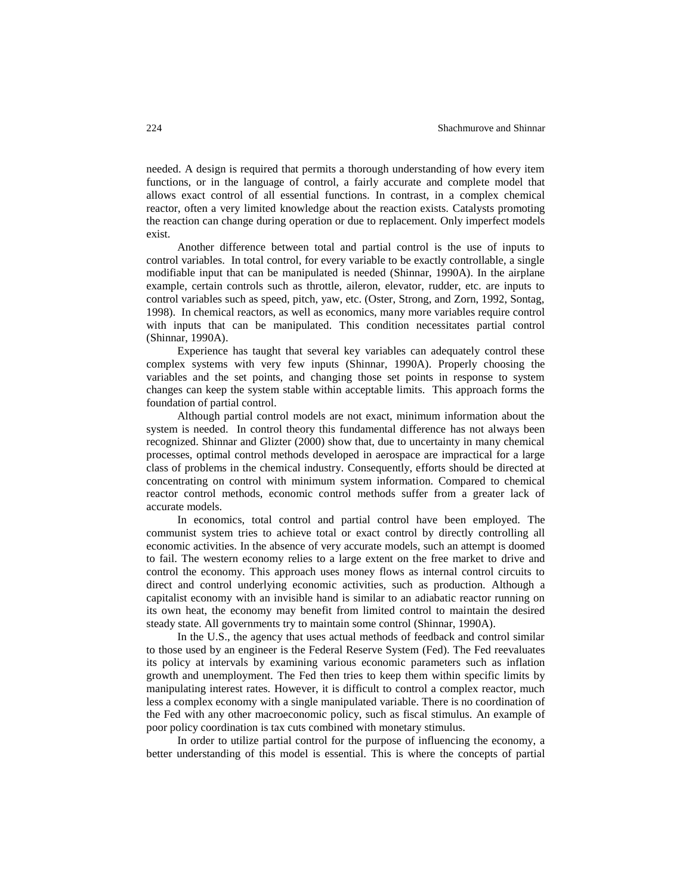needed. A design is required that permits a thorough understanding of how every item functions, or in the language of control, a fairly accurate and complete model that allows exact control of all essential functions. In contrast, in a complex chemical reactor, often a very limited knowledge about the reaction exists. Catalysts promoting the reaction can change during operation or due to replacement. Only imperfect models exist.

Another difference between total and partial control is the use of inputs to control variables. In total control, for every variable to be exactly controllable, a single modifiable input that can be manipulated is needed (Shinnar, 1990A). In the airplane example, certain controls such as throttle, aileron, elevator, rudder, etc. are inputs to control variables such as speed, pitch, yaw, etc. (Oster, Strong, and Zorn, 1992, Sontag, 1998). In chemical reactors, as well as economics, many more variables require control with inputs that can be manipulated. This condition necessitates partial control (Shinnar, 1990A).

Experience has taught that several key variables can adequately control these complex systems with very few inputs (Shinnar, 1990A). Properly choosing the variables and the set points, and changing those set points in response to system changes can keep the system stable within acceptable limits. This approach forms the foundation of partial control.

Although partial control models are not exact, minimum information about the system is needed. In control theory this fundamental difference has not always been recognized. Shinnar and Glizter (2000) show that, due to uncertainty in many chemical processes, optimal control methods developed in aerospace are impractical for a large class of problems in the chemical industry. Consequently, efforts should be directed at concentrating on control with minimum system information. Compared to chemical reactor control methods, economic control methods suffer from a greater lack of accurate models.

In economics, total control and partial control have been employed. The communist system tries to achieve total or exact control by directly controlling all economic activities. In the absence of very accurate models, such an attempt is doomed to fail. The western economy relies to a large extent on the free market to drive and control the economy. This approach uses money flows as internal control circuits to direct and control underlying economic activities, such as production. Although a capitalist economy with an invisible hand is similar to an adiabatic reactor running on its own heat, the economy may benefit from limited control to maintain the desired steady state. All governments try to maintain some control (Shinnar, 1990A).

In the U.S., the agency that uses actual methods of feedback and control similar to those used by an engineer is the Federal Reserve System (Fed). The Fed reevaluates its policy at intervals by examining various economic parameters such as inflation growth and unemployment. The Fed then tries to keep them within specific limits by manipulating interest rates. However, it is difficult to control a complex reactor, much less a complex economy with a single manipulated variable. There is no coordination of the Fed with any other macroeconomic policy, such as fiscal stimulus. An example of poor policy coordination is tax cuts combined with monetary stimulus.

In order to utilize partial control for the purpose of influencing the economy, a better understanding of this model is essential. This is where the concepts of partial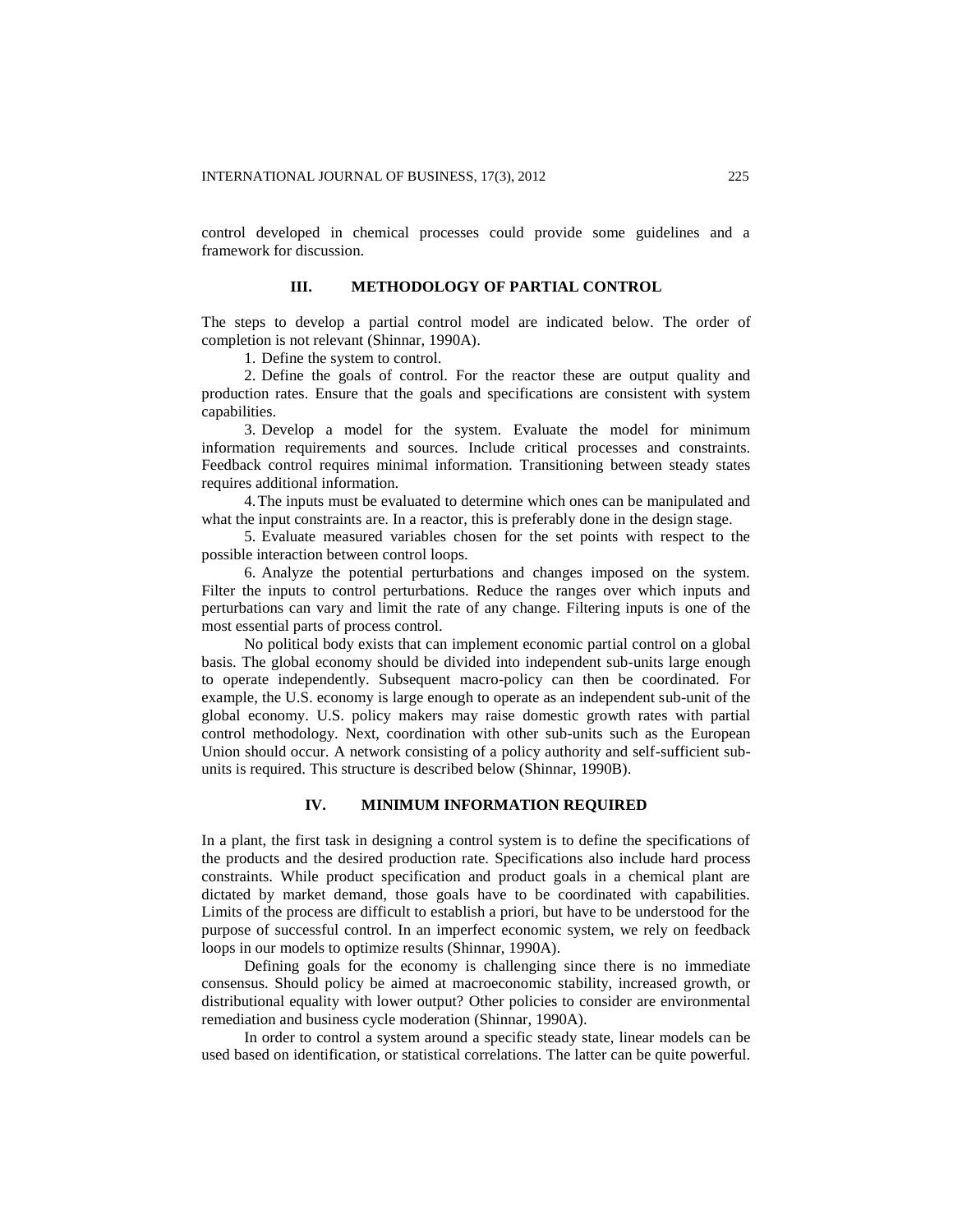control developed in chemical processes could provide some guidelines and a framework for discussion.

## III. METHODOLOGY OF PARTIAL CONTROL

The steps to develop a partial control model are indicated below. The order of completion is not relevant (Shinnar, 1990A).

1. Define the system to control.
2. Define the goals of control. For the reactor these are output quality and production rates. Ensure that the goals and specifications are consistent with system capabilities.
3. Develop a model for the system. Evaluate the model for minimum information requirements and sources. Include critical processes and constraints. Feedback control requires minimal information. Transitioning between steady states requires additional information.
4. The inputs must be evaluated to determine which ones can be manipulated and what the input constraints are. In a reactor, this is preferably done in the design stage.
5. Evaluate measured variables chosen for the set points with respect to the possible interaction between control loops.
6. Analyze the potential perturbations and changes imposed on the system. Filter the inputs to control perturbations. Reduce the ranges over which inputs and perturbations can vary and limit the rate of any change. Filtering inputs is one of the most essential parts of process control.

No political body exists that can implement economic partial control on a global basis. The global economy should be divided into independent sub-units large enough to operate independently. Subsequent macro-policy can then be coordinated. For example, the U.S. economy is large enough to operate as an independent sub-unit of the global economy. U.S. policy makers may raise domestic growth rates with partial control methodology. Next, coordination with other sub-units such as the European Union should occur. A network consisting of a policy authority and self-sufficient sub-units is required. This structure is described below (Shinnar, 1990B).

## IV. MINIMUM INFORMATION REQUIRED

In a plant, the first task in designing a control system is to define the specifications of the products and the desired production rate. Specifications also include hard process constraints. While product specification and product goals in a chemical plant are dictated by market demand, those goals have to be coordinated with capabilities. Limits of the process are difficult to establish a priori, but have to be understood for the purpose of successful control. In an imperfect economic system, we rely on feedback loops in our models to optimize results (Shinnar, 1990A).

Defining goals for the economy is challenging since there is no immediate consensus. Should policy be aimed at macroeconomic stability, increased growth, or distributional equality with lower output? Other policies to consider are environmental remediation and business cycle moderation (Shinnar, 1990A).

In order to control a system around a specific steady state, linear models can be used based on identification, or statistical correlations. The latter can be quite powerful.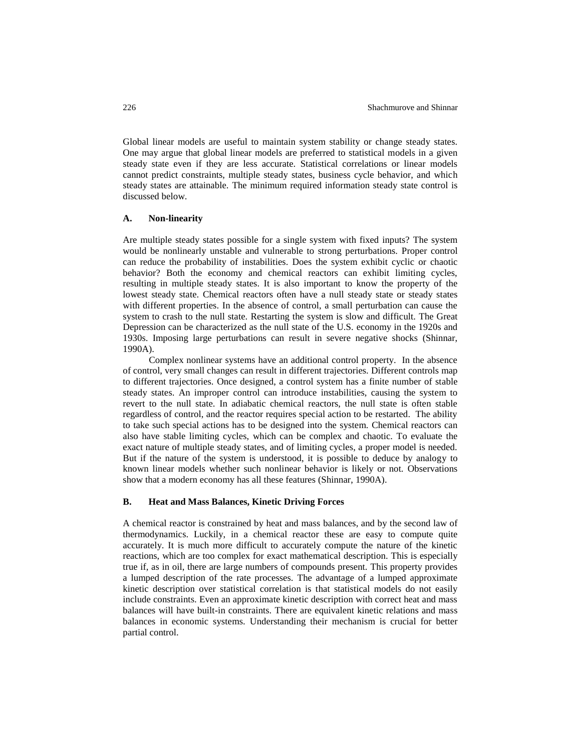Global linear models are useful to maintain system stability or change steady states. One may argue that global linear models are preferred to statistical models in a given steady state even if they are less accurate. Statistical correlations or linear models cannot predict constraints, multiple steady states, business cycle behavior, and which steady states are attainable. The minimum required information steady state control is discussed below.

### A. Non-linearity

Are multiple steady states possible for a single system with fixed inputs? The system would be nonlinearly unstable and vulnerable to strong perturbations. Proper control can reduce the probability of instabilities. Does the system exhibit cyclic or chaotic behavior? Both the economy and chemical reactors can exhibit limiting cycles, resulting in multiple steady states. It is also important to know the property of the lowest steady state. Chemical reactors often have a null steady state or steady states with different properties. In the absence of control, a small perturbation can cause the system to crash to the null state. Restarting the system is slow and difficult. The Great Depression can be characterized as the null state of the U.S. economy in the 1920s and 1930s. Imposing large perturbations can result in severe negative shocks (Shinnar, 1990A).

Complex nonlinear systems have an additional control property. In the absence of control, very small changes can result in different trajectories. Different controls map to different trajectories. Once designed, a control system has a finite number of stable steady states. An improper control can introduce instabilities, causing the system to revert to the null state. In adiabatic chemical reactors, the null state is often stable regardless of control, and the reactor requires special action to be restarted. The ability to take such special actions has to be designed into the system. Chemical reactors can also have stable limiting cycles, which can be complex and chaotic. To evaluate the exact nature of multiple steady states, and of limiting cycles, a proper model is needed. But if the nature of the system is understood, it is possible to deduce by analogy to known linear models whether such nonlinear behavior is likely or not. Observations show that a modern economy has all these features (Shinnar, 1990A).

### B. Heat and Mass Balances, Kinetic Driving Forces

A chemical reactor is constrained by heat and mass balances, and by the second law of thermodynamics. Luckily, in a chemical reactor these are easy to compute quite accurately. It is much more difficult to accurately compute the nature of the kinetic reactions, which are too complex for exact mathematical description. This is especially true if, as in oil, there are large numbers of compounds present. This property provides a lumped description of the rate processes. The advantage of a lumped approximate kinetic description over statistical correlation is that statistical models do not easily include constraints. Even an approximate kinetic description with correct heat and mass balances will have built-in constraints. There are equivalent kinetic relations and mass balances in economic systems. Understanding their mechanism is crucial for better partial control.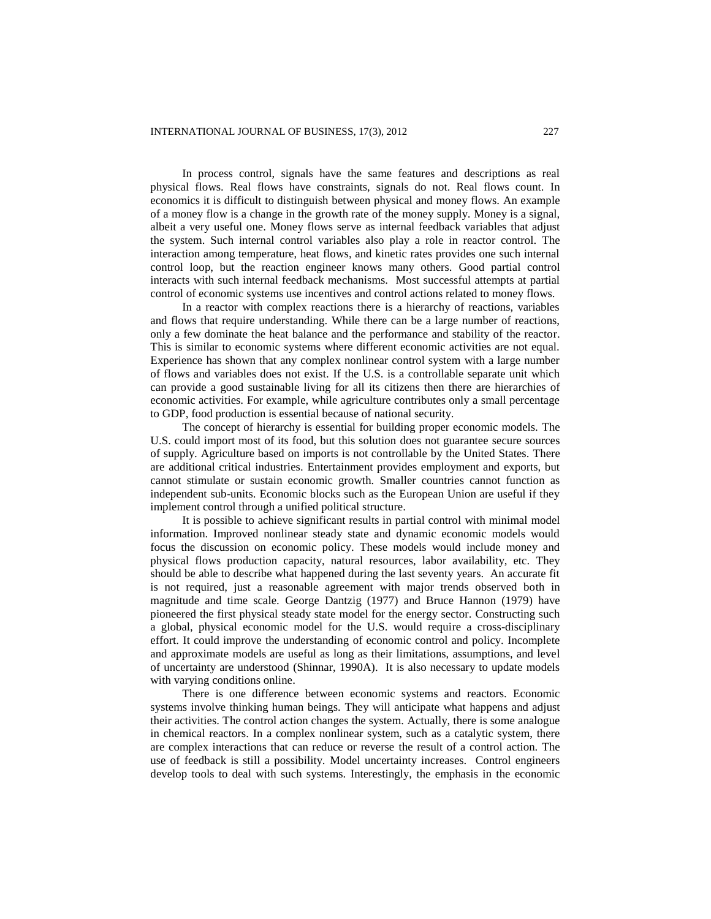In process control, signals have the same features and descriptions as real physical flows. Real flows have constraints, signals do not. Real flows count. In economics it is difficult to distinguish between physical and money flows. An example of a money flow is a change in the growth rate of the money supply. Money is a signal, albeit a very useful one. Money flows serve as internal feedback variables that adjust the system. Such internal control variables also play a role in reactor control. The interaction among temperature, heat flows, and kinetic rates provides one such internal control loop, but the reaction engineer knows many others. Good partial control interacts with such internal feedback mechanisms. Most successful attempts at partial control of economic systems use incentives and control actions related to money flows.

In a reactor with complex reactions there is a hierarchy of reactions, variables and flows that require understanding. While there can be a large number of reactions, only a few dominate the heat balance and the performance and stability of the reactor. This is similar to economic systems where different economic activities are not equal. Experience has shown that any complex nonlinear control system with a large number of flows and variables does not exist. If the U.S. is a controllable separate unit which can provide a good sustainable living for all its citizens then there are hierarchies of economic activities. For example, while agriculture contributes only a small percentage to GDP, food production is essential because of national security.

The concept of hierarchy is essential for building proper economic models. The U.S. could import most of its food, but this solution does not guarantee secure sources of supply. Agriculture based on imports is not controllable by the United States. There are additional critical industries. Entertainment provides employment and exports, but cannot stimulate or sustain economic growth. Smaller countries cannot function as independent sub-units. Economic blocks such as the European Union are useful if they implement control through a unified political structure.

It is possible to achieve significant results in partial control with minimal model information. Improved nonlinear steady state and dynamic economic models would focus the discussion on economic policy. These models would include money and physical flows production capacity, natural resources, labor availability, etc. They should be able to describe what happened during the last seventy years. An accurate fit is not required, just a reasonable agreement with major trends observed both in magnitude and time scale. George Dantzig (1977) and Bruce Hannon (1979) have pioneered the first physical steady state model for the energy sector. Constructing such a global, physical economic model for the U.S. would require a cross-disciplinary effort. It could improve the understanding of economic control and policy. Incomplete and approximate models are useful as long as their limitations, assumptions, and level of uncertainty are understood (Shinnar, 1990A). It is also necessary to update models with varying conditions online.

There is one difference between economic systems and reactors. Economic systems involve thinking human beings. They will anticipate what happens and adjust their activities. The control action changes the system. Actually, there is some analogue in chemical reactors. In a complex nonlinear system, such as a catalytic system, there are complex interactions that can reduce or reverse the result of a control action. The use of feedback is still a possibility. Model uncertainty increases. Control engineers develop tools to deal with such systems. Interestingly, the emphasis in the economic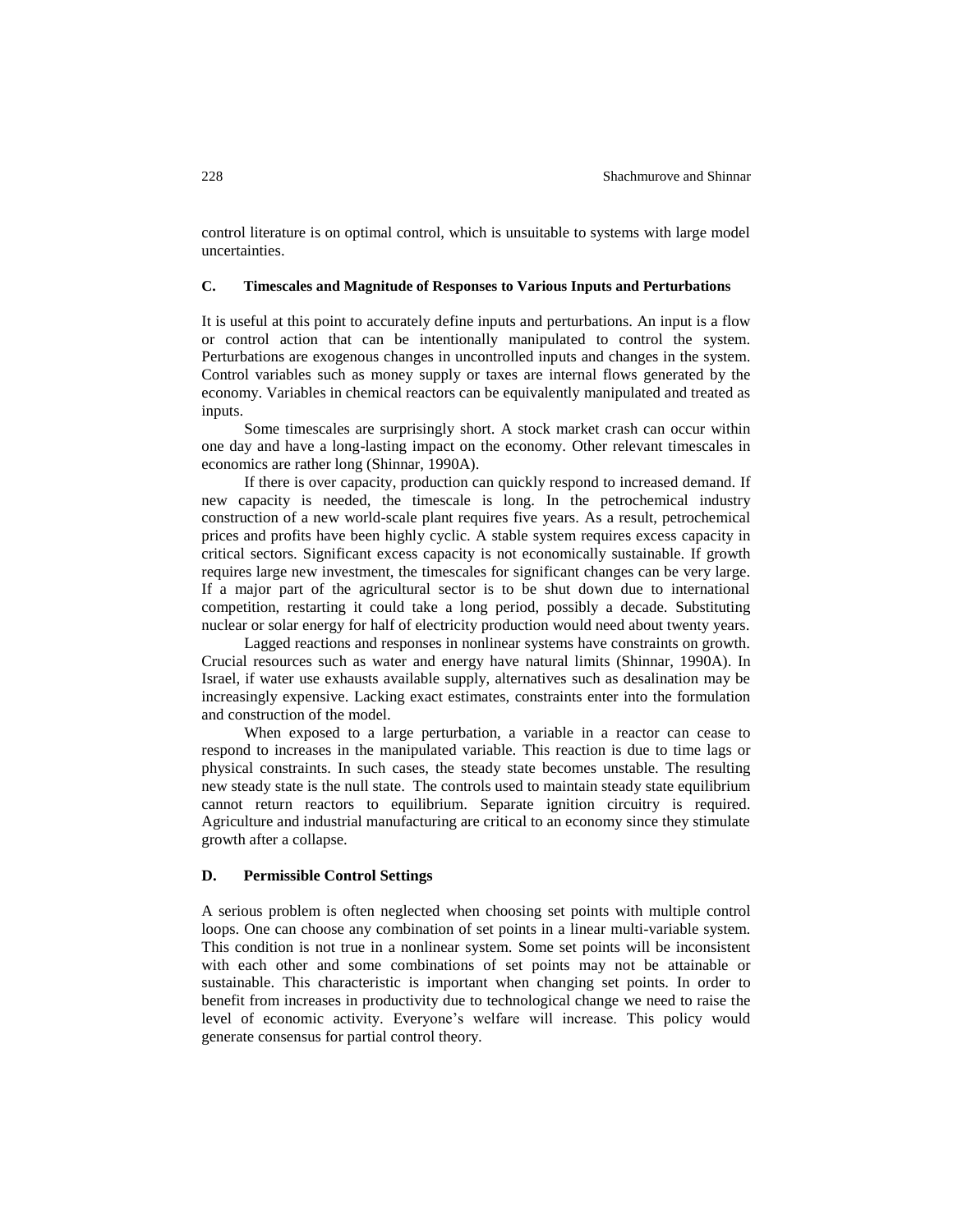control literature is on optimal control, which is unsuitable to systems with large model uncertainties.

### C. Timescales and Magnitude of Responses to Various Inputs and Perturbations

It is useful at this point to accurately define inputs and perturbations. An input is a flow or control action that can be intentionally manipulated to control the system. Perturbations are exogenous changes in uncontrolled inputs and changes in the system. Control variables such as money supply or taxes are internal flows generated by the economy. Variables in chemical reactors can be equivalently manipulated and treated as inputs.

Some timescales are surprisingly short. A stock market crash can occur within one day and have a long-lasting impact on the economy. Other relevant timescales in economics are rather long (Shinnar, 1990A).

If there is over capacity, production can quickly respond to increased demand. If new capacity is needed, the timescale is long. In the petrochemical industry construction of a new world-scale plant requires five years. As a result, petrochemical prices and profits have been highly cyclic. A stable system requires excess capacity in critical sectors. Significant excess capacity is not economically sustainable. If growth requires large new investment, the timescales for significant changes can be very large. If a major part of the agricultural sector is to be shut down due to international competition, restarting it could take a long period, possibly a decade. Substituting nuclear or solar energy for half of electricity production would need about twenty years.

Lagged reactions and responses in nonlinear systems have constraints on growth. Crucial resources such as water and energy have natural limits (Shinnar, 1990A). In Israel, if water use exhausts available supply, alternatives such as desalination may be increasingly expensive. Lacking exact estimates, constraints enter into the formulation and construction of the model.

When exposed to a large perturbation, a variable in a reactor can cease to respond to increases in the manipulated variable. This reaction is due to time lags or physical constraints. In such cases, the steady state becomes unstable. The resulting new steady state is the null state. The controls used to maintain steady state equilibrium cannot return reactors to equilibrium. Separate ignition circuitry is required. Agriculture and industrial manufacturing are critical to an economy since they stimulate growth after a collapse.

### D. Permissible Control Settings

A serious problem is often neglected when choosing set points with multiple control loops. One can choose any combination of set points in a linear multi-variable system. This condition is not true in a nonlinear system. Some set points will be inconsistent with each other and some combinations of set points may not be attainable or sustainable. This characteristic is important when changing set points. In order to benefit from increases in productivity due to technological change we need to raise the level of economic activity. Everyone's welfare will increase. This policy would generate consensus for partial control theory.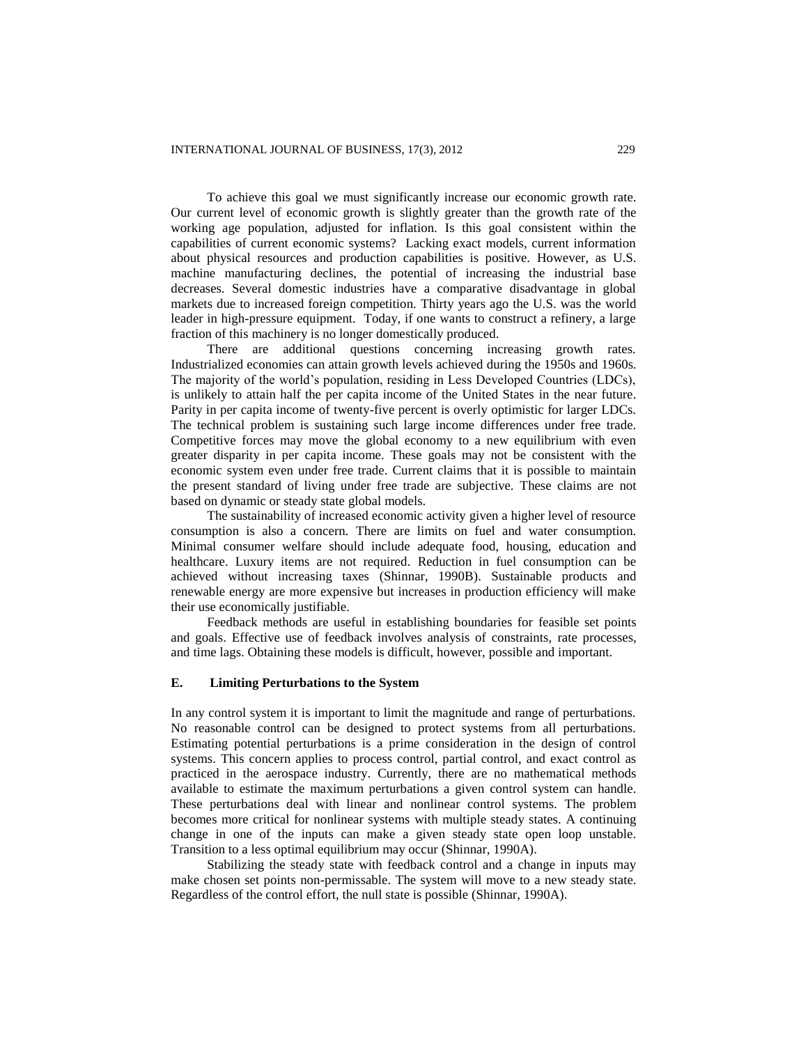To achieve this goal we must significantly increase our economic growth rate. Our current level of economic growth is slightly greater than the growth rate of the working age population, adjusted for inflation. Is this goal consistent within the capabilities of current economic systems? Lacking exact models, current information about physical resources and production capabilities is positive. However, as U.S. machine manufacturing declines, the potential of increasing the industrial base decreases. Several domestic industries have a comparative disadvantage in global markets due to increased foreign competition. Thirty years ago the U.S. was the world leader in high-pressure equipment. Today, if one wants to construct a refinery, a large fraction of this machinery is no longer domestically produced.

There are additional questions concerning increasing growth rates. Industrialized economies can attain growth levels achieved during the 1950s and 1960s. The majority of the world's population, residing in Less Developed Countries (LDCs), is unlikely to attain half the per capita income of the United States in the near future. Parity in per capita income of twenty-five percent is overly optimistic for larger LDCs. The technical problem is sustaining such large income differences under free trade. Competitive forces may move the global economy to a new equilibrium with even greater disparity in per capita income. These goals may not be consistent with the economic system even under free trade. Current claims that it is possible to maintain the present standard of living under free trade are subjective. These claims are not based on dynamic or steady state global models.

The sustainability of increased economic activity given a higher level of resource consumption is also a concern. There are limits on fuel and water consumption. Minimal consumer welfare should include adequate food, housing, education and healthcare. Luxury items are not required. Reduction in fuel consumption can be achieved without increasing taxes (Shinnar, 1990B). Sustainable products and renewable energy are more expensive but increases in production efficiency will make their use economically justifiable.

Feedback methods are useful in establishing boundaries for feasible set points and goals. Effective use of feedback involves analysis of constraints, rate processes, and time lags. Obtaining these models is difficult, however, possible and important.

### E. Limiting Perturbations to the System

In any control system it is important to limit the magnitude and range of perturbations. No reasonable control can be designed to protect systems from all perturbations. Estimating potential perturbations is a prime consideration in the design of control systems. This concern applies to process control, partial control, and exact control as practiced in the aerospace industry. Currently, there are no mathematical methods available to estimate the maximum perturbations a given control system can handle. These perturbations deal with linear and nonlinear control systems. The problem becomes more critical for nonlinear systems with multiple steady states. A continuing change in one of the inputs can make a given steady state open loop unstable. Transition to a less optimal equilibrium may occur (Shinnar, 1990A).

Stabilizing the steady state with feedback control and a change in inputs may make chosen set points non-permissable. The system will move to a new steady state. Regardless of the control effort, the null state is possible (Shinnar, 1990A).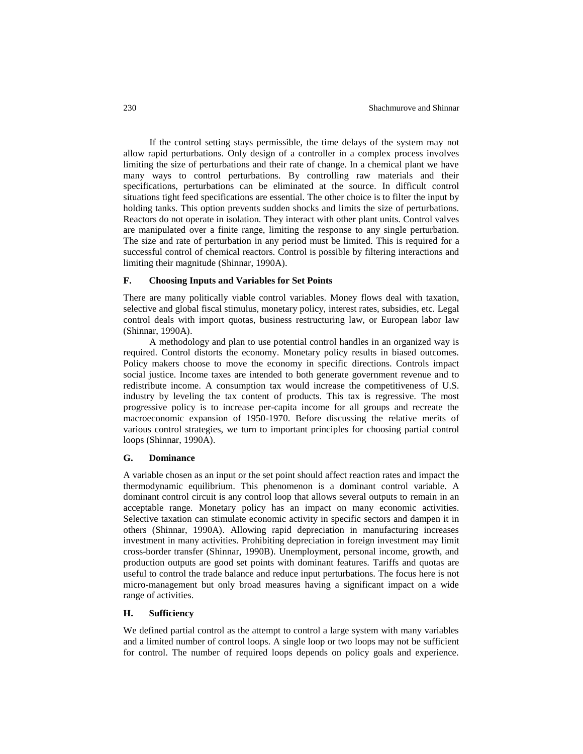If the control setting stays permissible, the time delays of the system may not allow rapid perturbations. Only design of a controller in a complex process involves limiting the size of perturbations and their rate of change. In a chemical plant we have many ways to control perturbations. By controlling raw materials and their specifications, perturbations can be eliminated at the source. In difficult control situations tight feed specifications are essential. The other choice is to filter the input by holding tanks. This option prevents sudden shocks and limits the size of perturbations. Reactors do not operate in isolation. They interact with other plant units. Control valves are manipulated over a finite range, limiting the response to any single perturbation. The size and rate of perturbation in any period must be limited. This is required for a successful control of chemical reactors. Control is possible by filtering interactions and limiting their magnitude (Shinnar, 1990A).

### F. Choosing Inputs and Variables for Set Points

There are many politically viable control variables. Money flows deal with taxation, selective and global fiscal stimulus, monetary policy, interest rates, subsidies, etc. Legal control deals with import quotas, business restructuring law, or European labor law (Shinnar, 1990A).

A methodology and plan to use potential control handles in an organized way is required. Control distorts the economy. Monetary policy results in biased outcomes. Policy makers choose to move the economy in specific directions. Controls impact social justice. Income taxes are intended to both generate government revenue and to redistribute income. A consumption tax would increase the competitiveness of U.S. industry by leveling the tax content of products. This tax is regressive. The most progressive policy is to increase per-capita income for all groups and recreate the macroeconomic expansion of 1950-1970. Before discussing the relative merits of various control strategies, we turn to important principles for choosing partial control loops (Shinnar, 1990A).

### G. Dominance

A variable chosen as an input or the set point should affect reaction rates and impact the thermodynamic equilibrium. This phenomenon is a dominant control variable. A dominant control circuit is any control loop that allows several outputs to remain in an acceptable range. Monetary policy has an impact on many economic activities. Selective taxation can stimulate economic activity in specific sectors and dampen it in others (Shinnar, 1990A). Allowing rapid depreciation in manufacturing increases investment in many activities. Prohibiting depreciation in foreign investment may limit cross-border transfer (Shinnar, 1990B). Unemployment, personal income, growth, and production outputs are good set points with dominant features. Tariffs and quotas are useful to control the trade balance and reduce input perturbations. The focus here is not micro-management but only broad measures having a significant impact on a wide range of activities.

### H. Sufficiency

We defined partial control as the attempt to control a large system with many variables and a limited number of control loops. A single loop or two loops may not be sufficient for control. The number of required loops depends on policy goals and experience.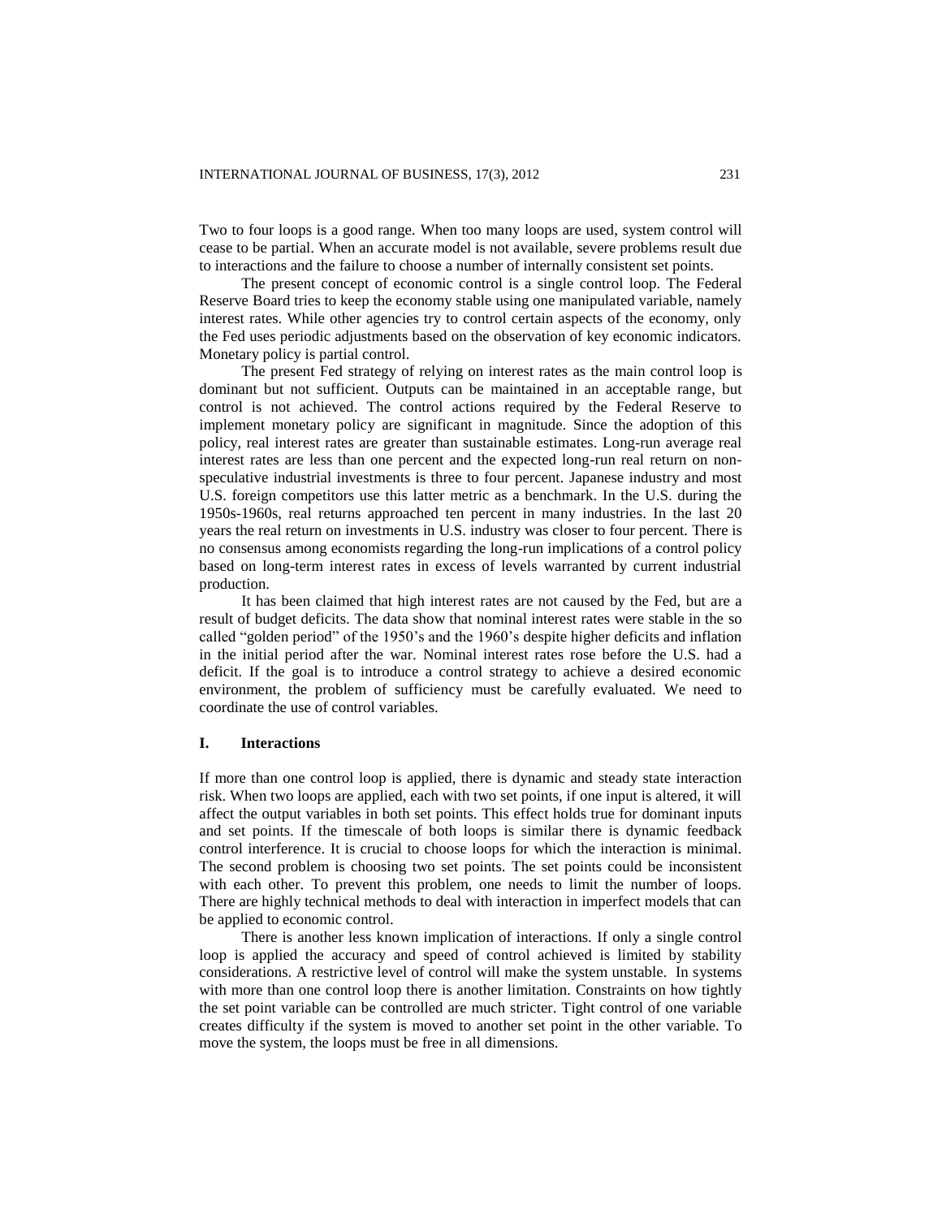Two to four loops is a good range. When too many loops are used, system control will cease to be partial. When an accurate model is not available, severe problems result due to interactions and the failure to choose a number of internally consistent set points.

The present concept of economic control is a single control loop. The Federal Reserve Board tries to keep the economy stable using one manipulated variable, namely interest rates. While other agencies try to control certain aspects of the economy, only the Fed uses periodic adjustments based on the observation of key economic indicators. Monetary policy is partial control.

The present Fed strategy of relying on interest rates as the main control loop is dominant but not sufficient. Outputs can be maintained in an acceptable range, but control is not achieved. The control actions required by the Federal Reserve to implement monetary policy are significant in magnitude. Since the adoption of this policy, real interest rates are greater than sustainable estimates. Long-run average real interest rates are less than one percent and the expected long-run real return on non-speculative industrial investments is three to four percent. Japanese industry and most U.S. foreign competitors use this latter metric as a benchmark. In the U.S. during the 1950s-1960s, real returns approached ten percent in many industries. In the last 20 years the real return on investments in U.S. industry was closer to four percent. There is no consensus among economists regarding the long-run implications of a control policy based on long-term interest rates in excess of levels warranted by current industrial production.

It has been claimed that high interest rates are not caused by the Fed, but are a result of budget deficits. The data show that nominal interest rates were stable in the so called "golden period" of the 1950's and the 1960's despite higher deficits and inflation in the initial period after the war. Nominal interest rates rose before the U.S. had a deficit. If the goal is to introduce a control strategy to achieve a desired economic environment, the problem of sufficiency must be carefully evaluated. We need to coordinate the use of control variables.

## I. Interactions

If more than one control loop is applied, there is dynamic and steady state interaction risk. When two loops are applied, each with two set points, if one input is altered, it will affect the output variables in both set points. This effect holds true for dominant inputs and set points. If the timescale of both loops is similar there is dynamic feedback control interference. It is crucial to choose loops for which the interaction is minimal. The second problem is choosing two set points. The set points could be inconsistent with each other. To prevent this problem, one needs to limit the number of loops. There are highly technical methods to deal with interaction in imperfect models that can be applied to economic control.

There is another less known implication of interactions. If only a single control loop is applied the accuracy and speed of control achieved is limited by stability considerations. A restrictive level of control will make the system unstable. In systems with more than one control loop there is another limitation. Constraints on how tightly the set point variable can be controlled are much stricter. Tight control of one variable creates difficulty if the system is moved to another set point in the other variable. To move the system, the loops must be free in all dimensions.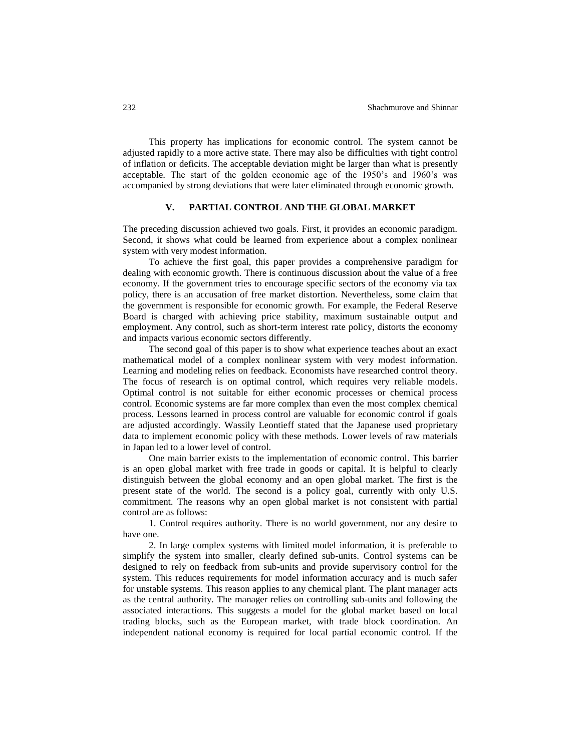This property has implications for economic control. The system cannot be adjusted rapidly to a more active state. There may also be difficulties with tight control of inflation or deficits. The acceptable deviation might be larger than what is presently acceptable. The start of the golden economic age of the 1950's and 1960's was accompanied by strong deviations that were later eliminated through economic growth.

## V. PARTIAL CONTROL AND THE GLOBAL MARKET

The preceding discussion achieved two goals. First, it provides an economic paradigm. Second, it shows what could be learned from experience about a complex nonlinear system with very modest information.

To achieve the first goal, this paper provides a comprehensive paradigm for dealing with economic growth. There is continuous discussion about the value of a free economy. If the government tries to encourage specific sectors of the economy via tax policy, there is an accusation of free market distortion. Nevertheless, some claim that the government is responsible for economic growth. For example, the Federal Reserve Board is charged with achieving price stability, maximum sustainable output and employment. Any control, such as short-term interest rate policy, distorts the economy and impacts various economic sectors differently.

The second goal of this paper is to show what experience teaches about an exact mathematical model of a complex nonlinear system with very modest information. Learning and modeling relies on feedback. Economists have researched control theory. The focus of research is on optimal control, which requires very reliable models. Optimal control is not suitable for either economic processes or chemical process control. Economic systems are far more complex than even the most complex chemical process. Lessons learned in process control are valuable for economic control if goals are adjusted accordingly. Wassily Leontieff stated that the Japanese used proprietary data to implement economic policy with these methods. Lower levels of raw materials in Japan led to a lower level of control.

One main barrier exists to the implementation of economic control. This barrier is an open global market with free trade in goods or capital. It is helpful to clearly distinguish between the global economy and an open global market. The first is the present state of the world. The second is a policy goal, currently with only U.S. commitment. The reasons why an open global market is not consistent with partial control are as follows:

1. Control requires authority. There is no world government, nor any desire to have one.

2. In large complex systems with limited model information, it is preferable to simplify the system into smaller, clearly defined sub-units. Control systems can be designed to rely on feedback from sub-units and provide supervisory control for the system. This reduces requirements for model information accuracy and is much safer for unstable systems. This reason applies to any chemical plant. The plant manager acts as the central authority. The manager relies on controlling sub-units and following the associated interactions. This suggests a model for the global market based on local trading blocks, such as the European market, with trade block coordination. An independent national economy is required for local partial economic control. If the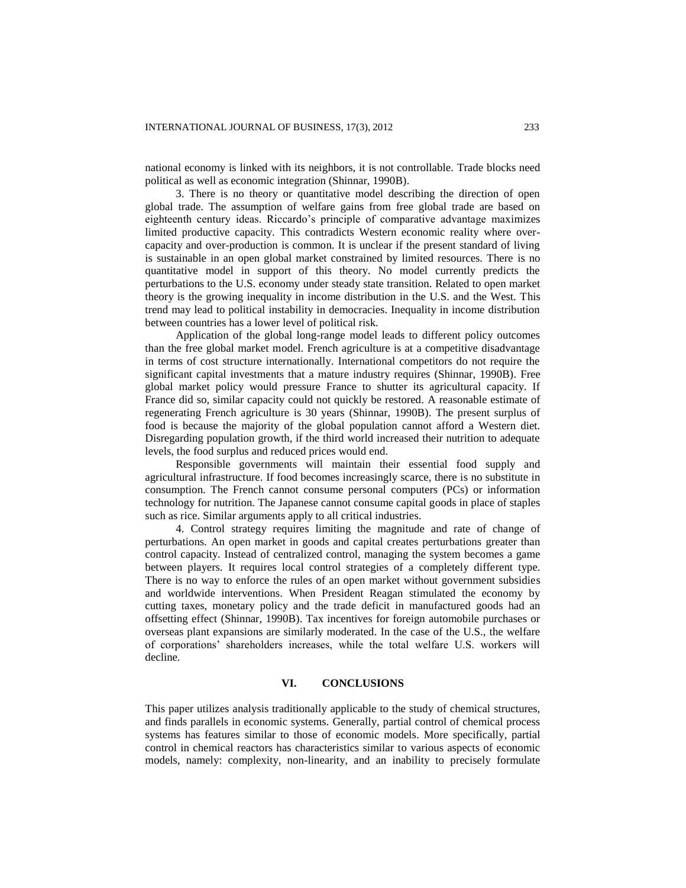national economy is linked with its neighbors, it is not controllable. Trade blocks need political as well as economic integration (Shinnar, 1990B).

3. There is no theory or quantitative model describing the direction of open global trade. The assumption of welfare gains from free global trade are based on eighteenth century ideas. Riccardo's principle of comparative advantage maximizes limited productive capacity. This contradicts Western economic reality where over-capacity and over-production is common. It is unclear if the present standard of living is sustainable in an open global market constrained by limited resources. There is no quantitative model in support of this theory. No model currently predicts the perturbations to the U.S. economy under steady state transition. Related to open market theory is the growing inequality in income distribution in the U.S. and the West. This trend may lead to political instability in democracies. Inequality in income distribution between countries has a lower level of political risk.

Application of the global long-range model leads to different policy outcomes than the free global market model. French agriculture is at a competitive disadvantage in terms of cost structure internationally. International competitors do not require the significant capital investments that a mature industry requires (Shinnar, 1990B). Free global market policy would pressure France to shutter its agricultural capacity. If France did so, similar capacity could not quickly be restored. A reasonable estimate of regenerating French agriculture is 30 years (Shinnar, 1990B). The present surplus of food is because the majority of the global population cannot afford a Western diet. Disregarding population growth, if the third world increased their nutrition to adequate levels, the food surplus and reduced prices would end.

Responsible governments will maintain their essential food supply and agricultural infrastructure. If food becomes increasingly scarce, there is no substitute in consumption. The French cannot consume personal computers (PCs) or information technology for nutrition. The Japanese cannot consume capital goods in place of staples such as rice. Similar arguments apply to all critical industries.

4. Control strategy requires limiting the magnitude and rate of change of perturbations. An open market in goods and capital creates perturbations greater than control capacity. Instead of centralized control, managing the system becomes a game between players. It requires local control strategies of a completely different type. There is no way to enforce the rules of an open market without government subsidies and worldwide interventions. When President Reagan stimulated the economy by cutting taxes, monetary policy and the trade deficit in manufactured goods had an offsetting effect (Shinnar, 1990B). Tax incentives for foreign automobile purchases or overseas plant expansions are similarly moderated. In the case of the U.S., the welfare of corporations' shareholders increases, while the total welfare U.S. workers will decline.

## VI. CONCLUSIONS

This paper utilizes analysis traditionally applicable to the study of chemical structures, and finds parallels in economic systems. Generally, partial control of chemical process systems has features similar to those of economic models. More specifically, partial control in chemical reactors has characteristics similar to various aspects of economic models, namely: complexity, non-linearity, and an inability to precisely formulate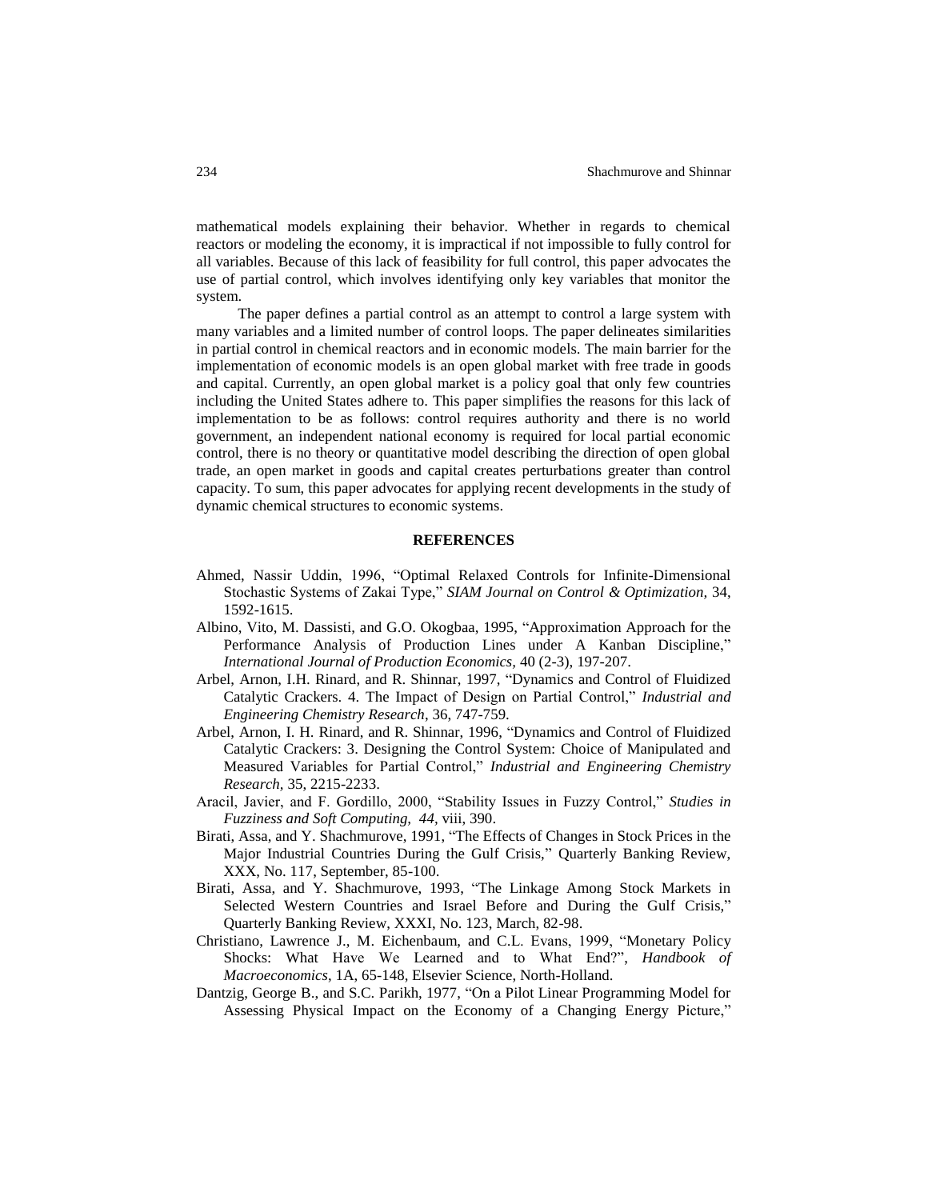mathematical models explaining their behavior. Whether in regards to chemical reactors or modeling the economy, it is impractical if not impossible to fully control for all variables. Because of this lack of feasibility for full control, this paper advocates the use of partial control, which involves identifying only key variables that monitor the system.

The paper defines a partial control as an attempt to control a large system with many variables and a limited number of control loops. The paper delineates similarities in partial control in chemical reactors and in economic models. The main barrier for the implementation of economic models is an open global market with free trade in goods and capital. Currently, an open global market is a policy goal that only few countries including the United States adhere to. This paper simplifies the reasons for this lack of implementation to be as follows: control requires authority and there is no world government, an independent national economy is required for local partial economic control, there is no theory or quantitative model describing the direction of open global trade, an open market in goods and capital creates perturbations greater than control capacity. To sum, this paper advocates for applying recent developments in the study of dynamic chemical structures to economic systems.

## REFERENCES

Ahmed, Nassir Uddin, 1996, "Optimal Relaxed Controls for Infinite-Dimensional Stochastic Systems of Zakai Type," *SIAM Journal on Control & Optimization,* 34, 1592-1615.

Albino, Vito, M. Dassisti, and G.O. Okogbaa, 1995, "Approximation Approach for the Performance Analysis of Production Lines under A Kanban Discipline," *International Journal of Production Economics,* 40 (2-3), 197-207.

Arbel, Arnon, I.H. Rinard, and R. Shinnar, 1997, "Dynamics and Control of Fluidized Catalytic Crackers. 4. The Impact of Design on Partial Control," *Industrial and Engineering Chemistry Research*, 36, 747-759.

Arbel, Arnon, I. H. Rinard, and R. Shinnar, 1996, "Dynamics and Control of Fluidized Catalytic Crackers: 3. Designing the Control System: Choice of Manipulated and Measured Variables for Partial Control," *Industrial and Engineering Chemistry Research,* 35, 2215-2233.

Aracil, Javier, and F. Gordillo, 2000, "Stability Issues in Fuzzy Control," *Studies in Fuzziness and Soft Computing, 44,* viii, 390.

Birati, Assa, and Y. Shachmurove, 1991, "The Effects of Changes in Stock Prices in the Major Industrial Countries During the Gulf Crisis," Quarterly Banking Review, XXX, No. 117, September, 85-100.

Birati, Assa, and Y. Shachmurove, 1993, "The Linkage Among Stock Markets in Selected Western Countries and Israel Before and During the Gulf Crisis," Quarterly Banking Review, XXXI, No. 123, March, 82-98.

Christiano, Lawrence J., M. Eichenbaum, and C.L. Evans, 1999, "Monetary Policy Shocks: What Have We Learned and to What End?", *Handbook of Macroeconomics*, 1A, 65-148, Elsevier Science, North-Holland.

Dantzig, George B., and S.C. Parikh, 1977, "On a Pilot Linear Programming Model for Assessing Physical Impact on the Economy of a Changing Energy Picture,"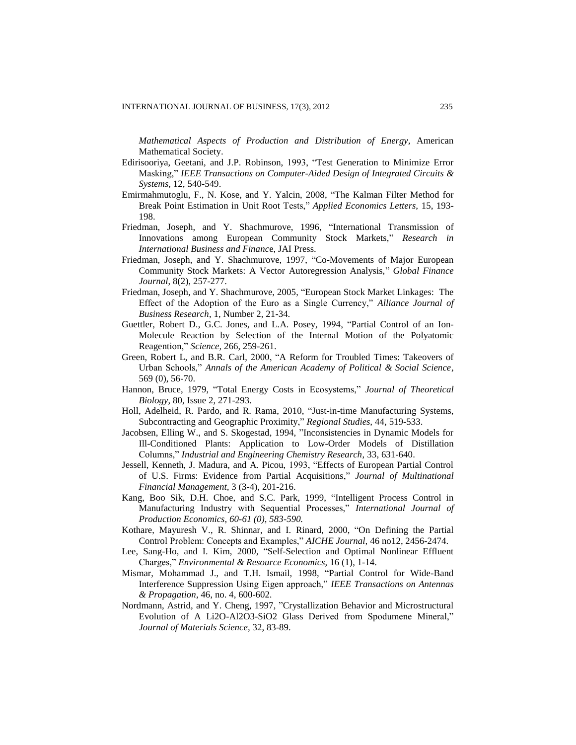*Mathematical Aspects of Production and Distribution of Energy*, American Mathematical Society.

Edirisooriya, Geetani, and J.P. Robinson, 1993, "Test Generation to Minimize Error Masking," *IEEE Transactions on Computer-Aided Design of Integrated Circuits & Systems,* 12, 540-549.

Emirmahmutoglu, F., N. Kose, and Y. Yalcin, 2008, "The Kalman Filter Method for Break Point Estimation in Unit Root Tests," *Applied Economics Letters,* 15, 193-198.

Friedman, Joseph, and Y. Shachmurove, 1996, "International Transmission of Innovations among European Community Stock Markets," *Research in International Business and Financ*e, JAI Press.

Friedman, Joseph, and Y. Shachmurove, 1997, "Co-Movements of Major European Community Stock Markets: A Vector Autoregression Analysis," *Global Finance Journal*, 8(2), 257-277.

Friedman, Joseph, and Y. Shachmurove, 2005, "European Stock Market Linkages: The Effect of the Adoption of the Euro as a Single Currency," *Alliance Journal of Business Research*, 1, Number 2, 21-34.

Guettler, Robert D., G.C. Jones, and L.A. Posey, 1994, "Partial Control of an Ion-Molecule Reaction by Selection of the Internal Motion of the Polyatomic Reagention," *Science,* 266, 259-261.

Green, Robert L, and B.R. Carl, 2000, "A Reform for Troubled Times: Takeovers of Urban Schools," *Annals of the American Academy of Political & Social Science*, 569 (0), 56-70.

Hannon, Bruce, 1979, "Total Energy Costs in Ecosystems," *Journal of Theoretical Biology*, 80, Issue 2, 271-293.

Holl, Adelheid, R. Pardo, and R. Rama, 2010, "Just-in-time Manufacturing Systems, Subcontracting and Geographic Proximity," *Regional Studies,* 44, 519-533.

Jacobsen, Elling W., and S. Skogestad, 1994, "Inconsistencies in Dynamic Models for Ill-Conditioned Plants: Application to Low-Order Models of Distillation Columns," *Industrial and Engineering Chemistry Research*, 33, 631-640.

Jessell, Kenneth, J. Madura, and A. Picou, 1993, "Effects of European Partial Control of U.S. Firms: Evidence from Partial Acquisitions," *Journal of Multinational Financial Management*, 3 (3-4), 201-216.

Kang, Boo Sik, D.H. Choe, and S.C. Park, 1999, "Intelligent Process Control in Manufacturing Industry with Sequential Processes," *International Journal of Production Economics, 60-61 (0), 583-590.*

Kothare, Mayuresh V., R. Shinnar, and I. Rinard, 2000, "On Defining the Partial Control Problem: Concepts and Examples," *AICHE Journal,* 46 no12, 2456-2474.

Lee, Sang-Ho, and I. Kim, 2000, "Self-Selection and Optimal Nonlinear Effluent Charges," *Environmental & Resource Economics,* 16 (1), 1-14.

Mismar, Mohammad J., and T.H. Ismail, 1998, "Partial Control for Wide-Band Interference Suppression Using Eigen approach," *IEEE Transactions on Antennas & Propagation*, 46, no. 4, 600-602.

Nordmann, Astrid, and Y. Cheng, 1997, "Crystallization Behavior and Microstructural Evolution of A Li2O-Al2O3-SiO2 Glass Derived from Spodumene Mineral," *Journal of Materials Science,* 32, 83-89.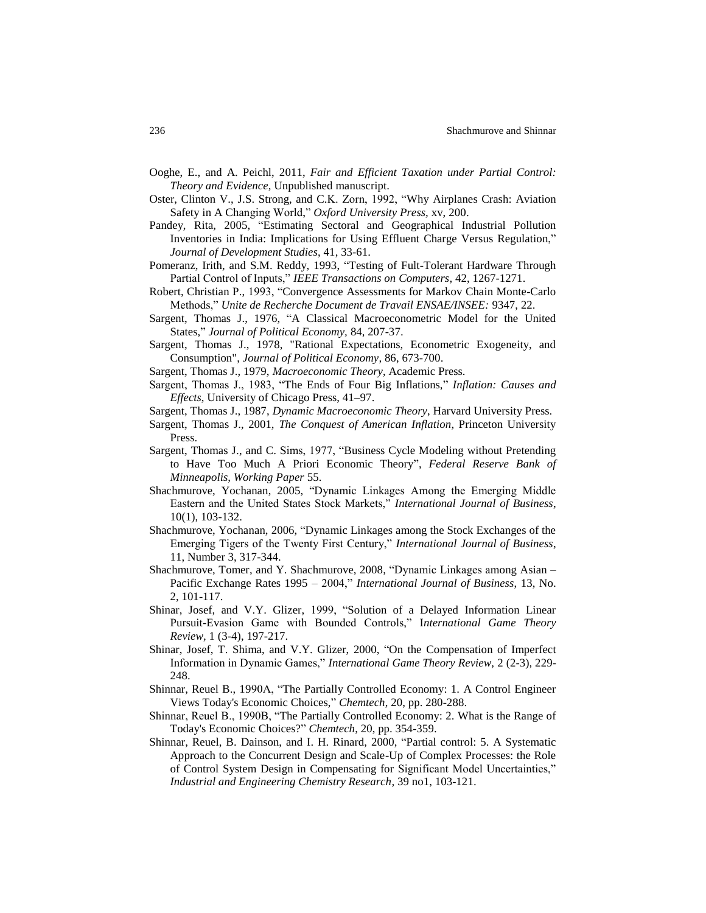Ooghe, E., and A. Peichl, 2011, *Fair and Efficient Taxation under Partial Control: Theory and Evidence,* Unpublished manuscript.

Oster, Clinton V., J.S. Strong, and C.K. Zorn, 1992, "Why Airplanes Crash: Aviation Safety in A Changing World," *Oxford University Press*, xv, 200.

Pandey, Rita, 2005, "Estimating Sectoral and Geographical Industrial Pollution Inventories in India: Implications for Using Effluent Charge Versus Regulation," *Journal of Development Studies*, 41, 33-61.

Pomeranz, Irith, and S.M. Reddy, 1993, "Testing of Fult-Tolerant Hardware Through Partial Control of Inputs," *IEEE Transactions on Computers*, 42, 1267-1271.

Robert, Christian P., 1993, "Convergence Assessments for Markov Chain Monte-Carlo Methods," *Unite de Recherche Document de Travail ENSAE/INSEE:* 9347, 22.

Sargent, Thomas J., 1976, "A Classical Macroeconometric Model for the United States," *Journal of Political Economy,* 84, 207-37.

Sargent, Thomas J., 1978, "Rational Expectations, Econometric Exogeneity, and Consumption", *Journal of Political Economy,* 86, 673-700.

Sargent, Thomas J., 1979, *Macroeconomic Theory*, Academic Press.

Sargent, Thomas J., 1983, "The Ends of Four Big Inflations," *Inflation: Causes and Effects*, University of Chicago Press, 41–97.

Sargent, Thomas J., 1987, *Dynamic Macroeconomic Theory*, Harvard University Press.

Sargent, Thomas J., 2001, *The Conquest of American Inflation*, Princeton University Press.

Sargent, Thomas J., and C. Sims, 1977, "Business Cycle Modeling without Pretending to Have Too Much A Priori Economic Theory", *Federal Reserve Bank of Minneapolis, Working Paper* 55.

Shachmurove, Yochanan, 2005, "Dynamic Linkages Among the Emerging Middle Eastern and the United States Stock Markets," *International Journal of Business*, 10(1), 103-132.

Shachmurove, Yochanan, 2006, "Dynamic Linkages among the Stock Exchanges of the Emerging Tigers of the Twenty First Century," *International Journal of Business*, 11, Number 3, 317-344.

Shachmurove, Tomer, and Y. Shachmurove, 2008, "Dynamic Linkages among Asian – Pacific Exchange Rates 1995 – 2004," *International Journal of Business*, 13, No. 2, 101-117.

Shinar, Josef, and V.Y. Glizer, 1999, "Solution of a Delayed Information Linear Pursuit-Evasion Game with Bounded Controls," *International Game Theory Review,* 1 (3-4), 197-217.

Shinar, Josef, T. Shima, and V.Y. Glizer, 2000, "On the Compensation of Imperfect Information in Dynamic Games," *International Game Theory Review,* 2 (2-3), 229-248.

Shinnar, Reuel B., 1990A, "The Partially Controlled Economy: 1. A Control Engineer Views Today's Economic Choices," *Chemtech*, 20, pp. 280-288.

Shinnar, Reuel B., 1990B, "The Partially Controlled Economy: 2. What is the Range of Today's Economic Choices?" *Chemtech*, 20, pp. 354-359.

Shinnar, Reuel, B. Dainson, and I. H. Rinard, 2000, "Partial control: 5. A Systematic Approach to the Concurrent Design and Scale-Up of Complex Processes: the Role of Control System Design in Compensating for Significant Model Uncertainties," *Industrial and Engineering Chemistry Research*, 39 no1, 103-121.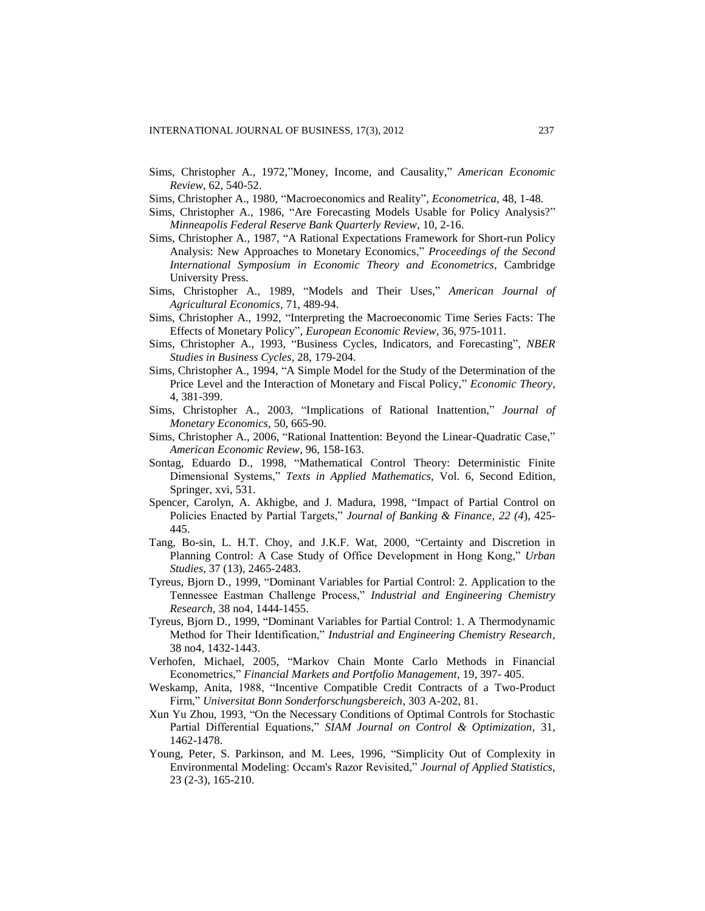Sims, Christopher A., 1972,"Money, Income, and Causality," *American Economic Review*, 62, 540-52.

Sims, Christopher A., 1980, "Macroeconomics and Reality", *Econometrica*, 48, 1-48.

Sims, Christopher A., 1986, "Are Forecasting Models Usable for Policy Analysis?" *Minneapolis Federal Reserve Bank Quarterly Review*, 10, 2-16.

Sims, Christopher A., 1987, "A Rational Expectations Framework for Short-run Policy Analysis: New Approaches to Monetary Economics," *Proceedings of the Second International Symposium in Economic Theory and Econometrics*, Cambridge University Press.

Sims, Christopher A., 1989, "Models and Their Uses," *American Journal of Agricultural Economics*, 71, 489-94.

Sims, Christopher A., 1992, "Interpreting the Macroeconomic Time Series Facts: The Effects of Monetary Policy", *European Economic Review*, 36, 975-1011.

Sims, Christopher A., 1993, "Business Cycles, Indicators, and Forecasting", *NBER Studies in Business Cycles*, 28, 179-204.

Sims, Christopher A., 1994, "A Simple Model for the Study of the Determination of the Price Level and the Interaction of Monetary and Fiscal Policy," *Economic Theory*, 4, 381-399.

Sims, Christopher A., 2003, "Implications of Rational Inattention," *Journal of Monetary Economics*, 50, 665-90.

Sims, Christopher A., 2006, "Rational Inattention: Beyond the Linear-Quadratic Case," *American Economic Review*, 96, 158-163.

Sontag, Eduardo D., 1998, "Mathematical Control Theory: Deterministic Finite Dimensional Systems," *Texts in Applied Mathematics*, Vol. 6, Second Edition, Springer, xvi, 531.

Spencer, Carolyn, A. Akhigbe, and J. Madura, 1998, "Impact of Partial Control on Policies Enacted by Partial Targets," *Journal of Banking & Finance, 22 (4*), 425-445.

Tang, Bo-sin, L. H.T. Choy, and J.K.F. Wat, 2000, "Certainty and Discretion in Planning Control: A Case Study of Office Development in Hong Kong," *Urban Studies*, 37 (13), 2465-2483.

Tyreus, Bjorn D., 1999, "Dominant Variables for Partial Control: 2. Application to the Tennessee Eastman Challenge Process," *Industrial and Engineering Chemistry Research*, 38 no4, 1444-1455.

Tyreus, Bjorn D., 1999, "Dominant Variables for Partial Control: 1. A Thermodynamic Method for Their Identification," *Industrial and Engineering Chemistry Research*, 38 no4, 1432-1443.

Verhofen, Michael, 2005, "Markov Chain Monte Carlo Methods in Financial Econometrics," *Financial Markets and Portfolio Management*, 19, 397- 405.

Weskamp, Anita, 1988, "Incentive Compatible Credit Contracts of a Two-Product Firm," *Universitat Bonn Sonderforschungsbereich*, 303 A-202, 81.

Xun Yu Zhou, 1993, "On the Necessary Conditions of Optimal Controls for Stochastic Partial Differential Equations," *SIAM Journal on Control & Optimization*, 31, 1462-1478.

Young, Peter, S. Parkinson, and M. Lees, 1996, "Simplicity Out of Complexity in Environmental Modeling: Occam's Razor Revisited," *Journal of Applied Statistics*, 23 (2-3), 165-210.